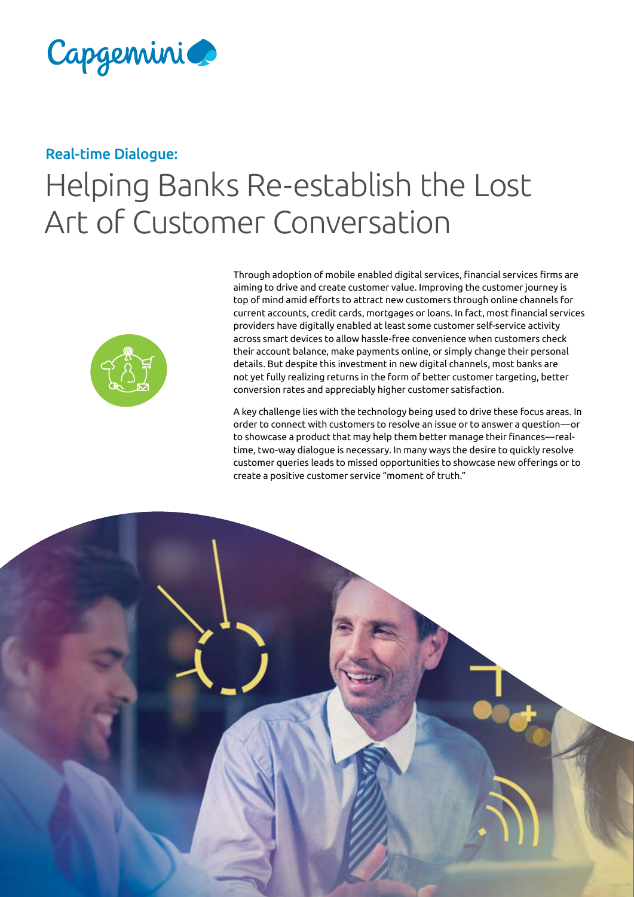Capgemini

## Real-time Dialogue:

# Helping Banks Re-establish the Lost Art of Customer Conversation

Through adoption of mobile enabled digital services, financial services firms are aiming to drive and create customer value. Improving the customer journey is top of mind amid efforts to attract new customers through online channels for current accounts, credit cards, mortgages or loans. In fact, most financial services providers have digitally enabled at least some customer self-service activity across smart devices to allow hassle-free convenience when customers check their account balance, make payments online, or simply change their personal details. But despite this investment in new digital channels, most banks are not yet fully realizing returns in the form of better customer targeting, better conversion rates and appreciably higher customer satisfaction.

A key challenge lies with the technology being used to drive these focus areas. In order to connect with customers to resolve an issue or to answer a question—or to showcase a product that may help them better manage their finances—real-time, two-way dialogue is necessary. In many ways the desire to quickly resolve customer queries leads to missed opportunities to showcase new offerings or to create a positive customer service "moment of truth."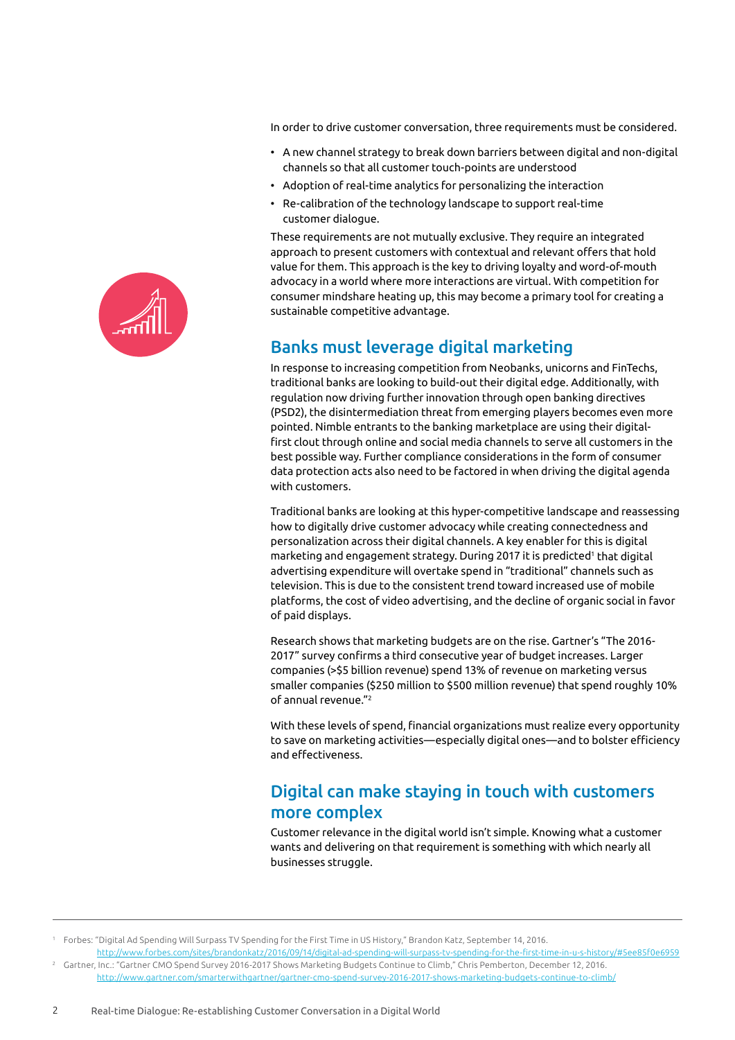In order to drive customer conversation, three requirements must be considered.

- A new channel strategy to break down barriers between digital and non-digital channels so that all customer touch-points are understood
- Adoption of real-time analytics for personalizing the interaction
- Re-calibration of the technology landscape to support real-time customer dialogue.

These requirements are not mutually exclusive. They require an integrated approach to present customers with contextual and relevant offers that hold value for them. This approach is the key to driving loyalty and word-of-mouth advocacy in a world where more interactions are virtual. With competition for consumer mindshare heating up, this may become a primary tool for creating a sustainable competitive advantage.

## Banks must leverage digital marketing

In response to increasing competition from Neobanks, unicorns and FinTechs, traditional banks are looking to build-out their digital edge. Additionally, with regulation now driving further innovation through open banking directives (PSD2), the disintermediation threat from emerging players becomes even more pointed. Nimble entrants to the banking marketplace are using their digital-first clout through online and social media channels to serve all customers in the best possible way. Further compliance considerations in the form of consumer data protection acts also need to be factored in when driving the digital agenda with customers.

Traditional banks are looking at this hyper-competitive landscape and reassessing how to digitally drive customer advocacy while creating connectedness and personalization across their digital channels. A key enabler for this is digital marketing and engagement strategy. During 2017 it is predicted[1] that digital advertising expenditure will overtake spend in "traditional" channels such as television. This is due to the consistent trend toward increased use of mobile platforms, the cost of video advertising, and the decline of organic social in favor of paid displays.

Research shows that marketing budgets are on the rise. Gartner's "The 2016-2017" survey confirms a third consecutive year of budget increases. Larger companies (>$5 billion revenue) spend 13% of revenue on marketing versus smaller companies ($250 million to $500 million revenue) that spend roughly 10% of annual revenue."[2]

With these levels of spend, financial organizations must realize every opportunity to save on marketing activities—especially digital ones—and to bolster efficiency and effectiveness.

## Digital can make staying in touch with customers more complex

Customer relevance in the digital world isn't simple. Knowing what a customer wants and delivering on that requirement is something with which nearly all businesses struggle.

---

[1] Forbes: "Digital Ad Spending Will Surpass TV Spending for the First Time in US History," Brandon Katz, September 14, 2016. http://www.forbes.com/sites/brandonkatz/2016/09/14/digital-ad-spending-will-surpass-tv-spending-for-the-first-time-in-u-s-history/#5ee85f0e6959

[2] Gartner, Inc.: "Gartner CMO Spend Survey 2016-2017 Shows Marketing Budgets Continue to Climb," Chris Pemberton, December 12, 2016. http://www.gartner.com/smarterwithgartner/gartner-cmo-spend-survey-2016-2017-shows-marketing-budgets-continue-to-climb/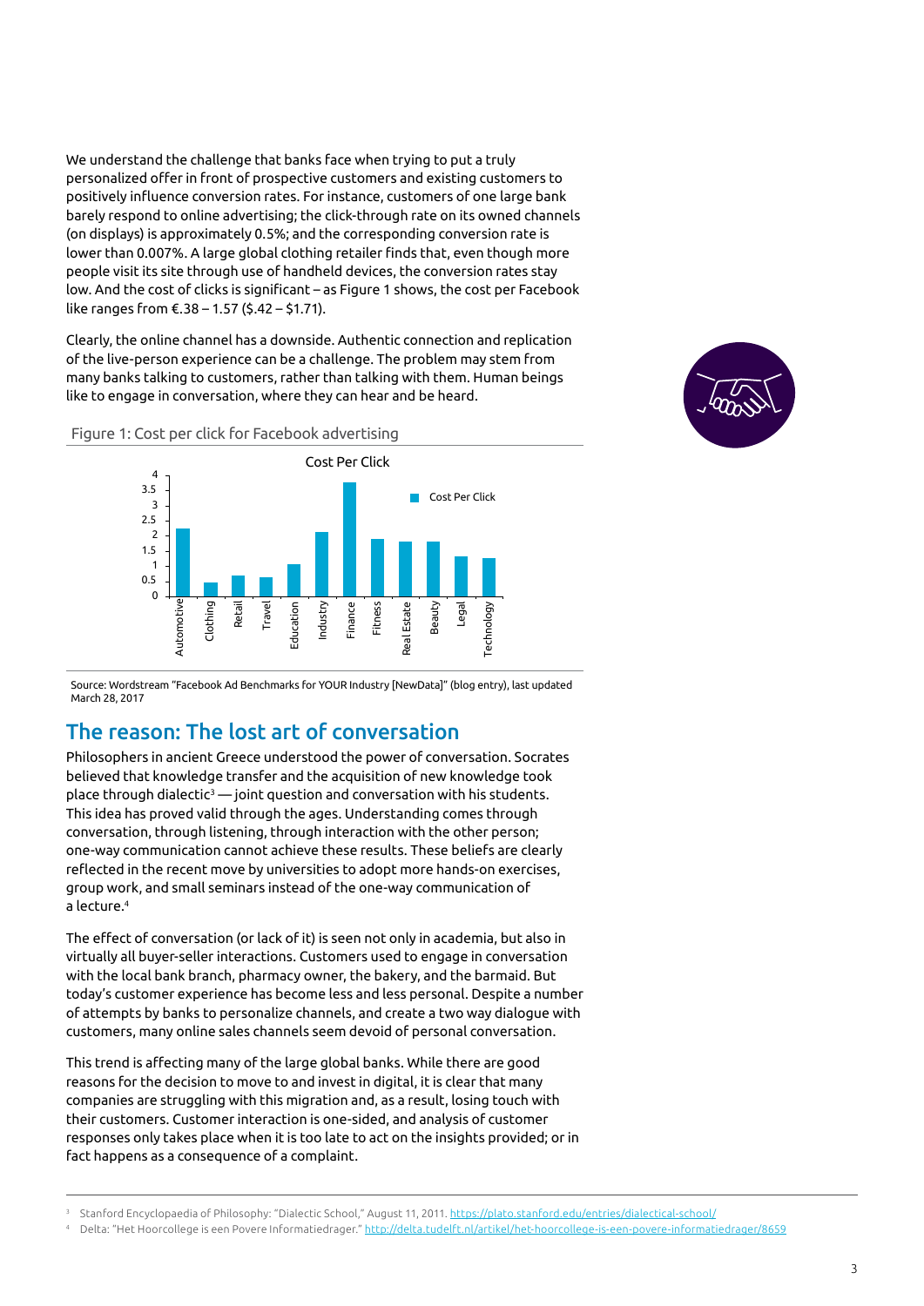We understand the challenge that banks face when trying to put a truly personalized offer in front of prospective customers and existing customers to positively influence conversion rates. For instance, customers of one large bank barely respond to online advertising; the click-through rate on its owned channels (on displays) is approximately 0.5%; and the corresponding conversion rate is lower than 0.007%. A large global clothing retailer finds that, even though more people visit its site through use of handheld devices, the conversion rates stay low. And the cost of clicks is significant – as Figure 1 shows, the cost per Facebook like ranges from €.38 – 1.57 ($.42 – $1.71).

Clearly, the online channel has a downside. Authentic connection and replication of the live-person experience can be a challenge. The problem may stem from many banks talking to customers, rather than talking with them. Human beings like to engage in conversation, where they can hear and be heard.

Figure 1: Cost per click for Facebook advertising

Source: Wordstream "Facebook Ad Benchmarks for YOUR Industry [NewData]" (blog entry), last updated March 28, 2017

## The reason: The lost art of conversation

Philosophers in ancient Greece understood the power of conversation. Socrates believed that knowledge transfer and the acquisition of new knowledge took place through dialectic[3] — joint question and conversation with his students. This idea has proved valid through the ages. Understanding comes through conversation, through listening, through interaction with the other person; one-way communication cannot achieve these results. These beliefs are clearly reflected in the recent move by universities to adopt more hands-on exercises, group work, and small seminars instead of the one-way communication of a lecture.[4]

The effect of conversation (or lack of it) is seen not only in academia, but also in virtually all buyer-seller interactions. Customers used to engage in conversation with the local bank branch, pharmacy owner, the bakery, and the barmaid. But today's customer experience has become less and less personal. Despite a number of attempts by banks to personalize channels, and create a two way dialogue with customers, many online sales channels seem devoid of personal conversation.

This trend is affecting many of the large global banks. While there are good reasons for the decision to move to and invest in digital, it is clear that many companies are struggling with this migration and, as a result, losing touch with their customers. Customer interaction is one-sided, and analysis of customer responses only takes place when it is too late to act on the insights provided; or in fact happens as a consequence of a complaint.

[3] Stanford Encyclopaedia of Philosophy: "Dialectic School," August 11, 2011. https://plato.stanford.edu/entries/dialectical-school/

[4] Delta: "Het Hoorcollege is een Povere Informatiedrager." http://delta.tudelft.nl/artikel/het-hoorcollege-is-een-povere-informatiedrager/8659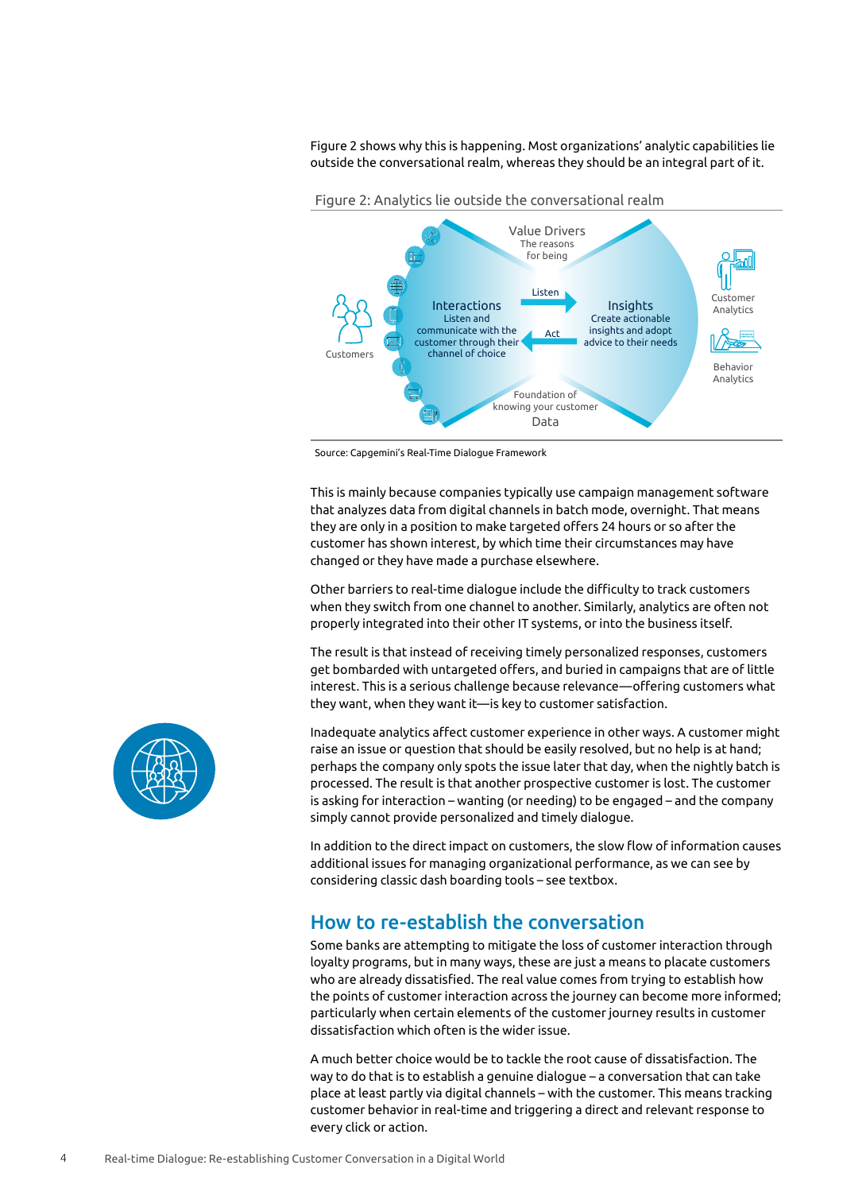Figure 2 shows why this is happening. Most organizations' analytic capabilities lie outside the conversational realm, whereas they should be an integral part of it.

Figure 2: Analytics lie outside the conversational realm

Value Drivers
The reasons for being

Customers

Interactions
Listen and communicate with the customer through their channel of choice

Listen

Act

Insights
Create actionable insights and adopt advice to their needs

Customer Analytics

Behavior Analytics

Foundation of knowing your customer
Data

Source: Capgemini's Real-Time Dialogue Framework

This is mainly because companies typically use campaign management software that analyzes data from digital channels in batch mode, overnight. That means they are only in a position to make targeted offers 24 hours or so after the customer has shown interest, by which time their circumstances may have changed or they have made a purchase elsewhere.

Other barriers to real-time dialogue include the difficulty to track customers when they switch from one channel to another. Similarly, analytics are often not properly integrated into their other IT systems, or into the business itself.

The result is that instead of receiving timely personalized responses, customers get bombarded with untargeted offers, and buried in campaigns that are of little interest. This is a serious challenge because relevance—offering customers what they want, when they want it—is key to customer satisfaction.

Inadequate analytics affect customer experience in other ways. A customer might raise an issue or question that should be easily resolved, but no help is at hand; perhaps the company only spots the issue later that day, when the nightly batch is processed. The result is that another prospective customer is lost. The customer is asking for interaction – wanting (or needing) to be engaged – and the company simply cannot provide personalized and timely dialogue.

In addition to the direct impact on customers, the slow flow of information causes additional issues for managing organizational performance, as we can see by considering classic dash boarding tools – see textbox.

## How to re-establish the conversation

Some banks are attempting to mitigate the loss of customer interaction through loyalty programs, but in many ways, these are just a means to placate customers who are already dissatisfied. The real value comes from trying to establish how the points of customer interaction across the journey can become more informed; particularly when certain elements of the customer journey results in customer dissatisfaction which often is the wider issue.

A much better choice would be to tackle the root cause of dissatisfaction. The way to do that is to establish a genuine dialogue – a conversation that can take place at least partly via digital channels – with the customer. This means tracking customer behavior in real-time and triggering a direct and relevant response to every click or action.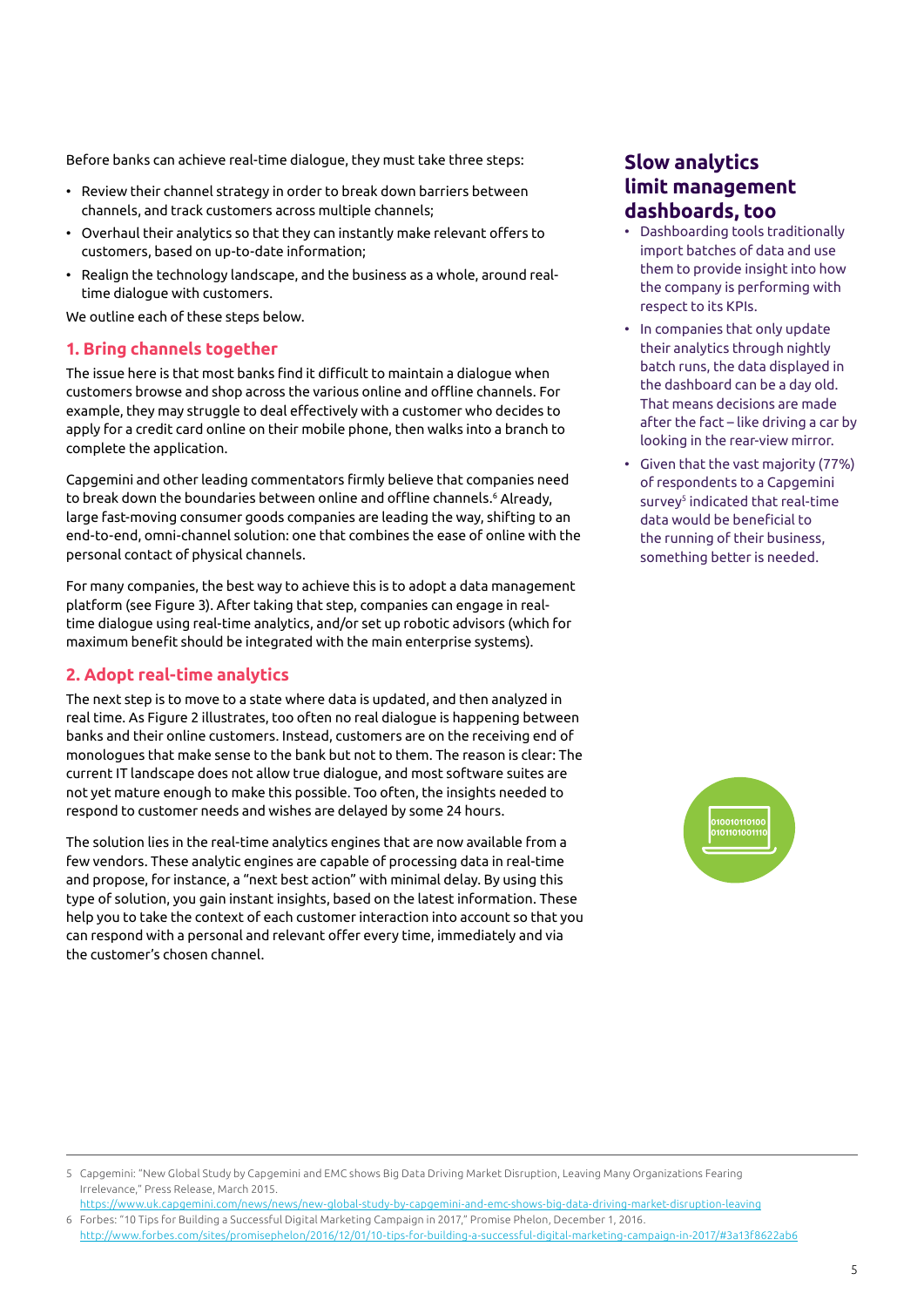Before banks can achieve real-time dialogue, they must take three steps:

- Review their channel strategy in order to break down barriers between channels, and track customers across multiple channels;
- Overhaul their analytics so that they can instantly make relevant offers to customers, based on up-to-date information;
- Realign the technology landscape, and the business as a whole, around real-time dialogue with customers.

We outline each of these steps below.

## 1. Bring channels together

The issue here is that most banks find it difficult to maintain a dialogue when customers browse and shop across the various online and offline channels. For example, they may struggle to deal effectively with a customer who decides to apply for a credit card online on their mobile phone, then walks into a branch to complete the application.

Capgemini and other leading commentators firmly believe that companies need to break down the boundaries between online and offline channels.[6] Already, large fast-moving consumer goods companies are leading the way, shifting to an end-to-end, omni-channel solution: one that combines the ease of online with the personal contact of physical channels.

For many companies, the best way to achieve this is to adopt a data management platform (see Figure 3). After taking that step, companies can engage in real-time dialogue using real-time analytics, and/or set up robotic advisors (which for maximum benefit should be integrated with the main enterprise systems).

## 2. Adopt real-time analytics

The next step is to move to a state where data is updated, and then analyzed in real time. As Figure 2 illustrates, too often no real dialogue is happening between banks and their online customers. Instead, customers are on the receiving end of monologues that make sense to the bank but not to them. The reason is clear: The current IT landscape does not allow true dialogue, and most software suites are not yet mature enough to make this possible. Too often, the insights needed to respond to customer needs and wishes are delayed by some 24 hours.

The solution lies in the real-time analytics engines that are now available from a few vendors. These analytic engines are capable of processing data in real-time and propose, for instance, a "next best action" with minimal delay. By using this type of solution, you gain instant insights, based on the latest information. These help you to take the context of each customer interaction into account so that you can respond with a personal and relevant offer every time, immediately and via the customer's chosen channel.

## Slow analytics limit management dashboards, too

- Dashboarding tools traditionally import batches of data and use them to provide insight into how the company is performing with respect to its KPIs.
- In companies that only update their analytics through nightly batch runs, the data displayed in the dashboard can be a day old. That means decisions are made after the fact – like driving a car by looking in the rear-view mirror.
- Given that the vast majority (77%) of respondents to a Capgemini survey[5] indicated that real-time data would be beneficial to the running of their business, something better is needed.

---

5 Capgemini: "New Global Study by Capgemini and EMC shows Big Data Driving Market Disruption, Leaving Many Organizations Fearing Irrelevance," Press Release, March 2015. https://www.uk.capgemini.com/news/news/new-global-study-by-capgemini-and-emc-shows-big-data-driving-market-disruption-leaving

6 Forbes: "10 Tips for Building a Successful Digital Marketing Campaign in 2017," Promise Phelon, December 1, 2016. http://www.forbes.com/sites/promisephelon/2016/12/01/10-tips-for-building-a-successful-digital-marketing-campaign-in-2017/#3a13f8622ab6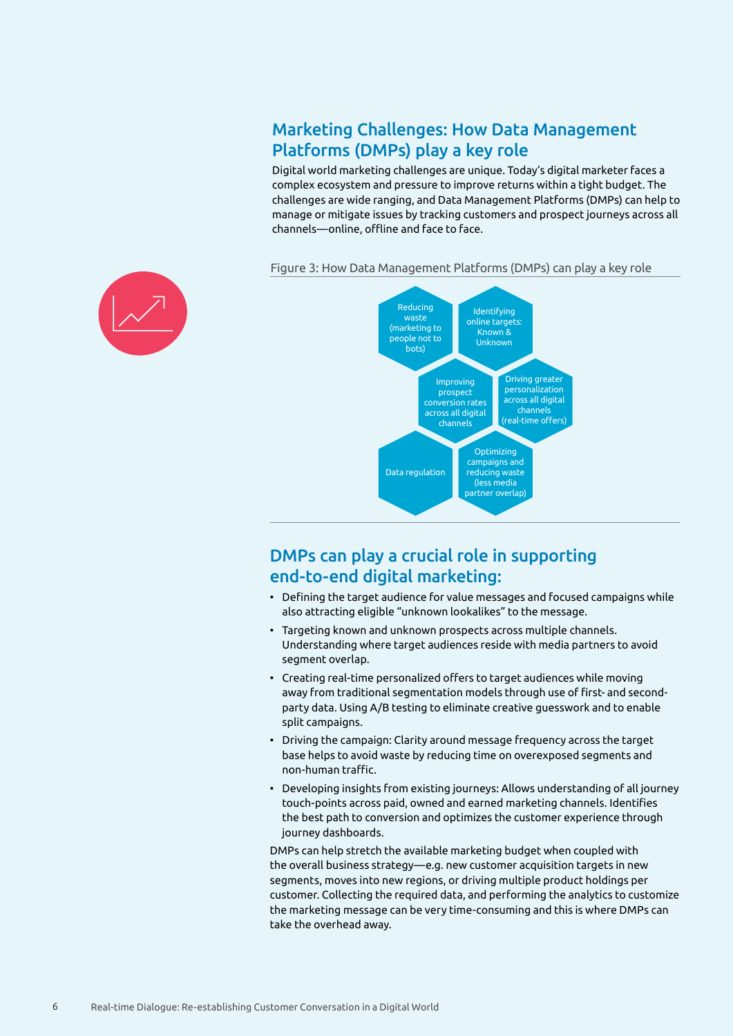## Marketing Challenges: How Data Management Platforms (DMPs) play a key role

Digital world marketing challenges are unique. Today's digital marketer faces a complex ecosystem and pressure to improve returns within a tight budget. The challenges are wide ranging, and Data Management Platforms (DMPs) can help to manage or mitigate issues by tracking customers and prospect journeys across all channels—online, offline and face to face.

Figure 3: How Data Management Platforms (DMPs) can play a key role

- Reducing waste (marketing to people not to bots)
- Identifying online targets: Known & Unknown
- Improving prospect conversion rates across all digital channels
- Driving greater personalization across all digital channels (real-time offers)
- Data regulation
- Optimizing campaigns and reducing waste (less media partner overlap)

## DMPs can play a crucial role in supporting end-to-end digital marketing:

- Defining the target audience for value messages and focused campaigns while also attracting eligible "unknown lookalikes" to the message.
- Targeting known and unknown prospects across multiple channels. Understanding where target audiences reside with media partners to avoid segment overlap.
- Creating real-time personalized offers to target audiences while moving away from traditional segmentation models through use of first- and second-party data. Using A/B testing to eliminate creative guesswork and to enable split campaigns.
- Driving the campaign: Clarity around message frequency across the target base helps to avoid waste by reducing time on overexposed segments and non-human traffic.
- Developing insights from existing journeys: Allows understanding of all journey touch-points across paid, owned and earned marketing channels. Identifies the best path to conversion and optimizes the customer experience through journey dashboards.

DMPs can help stretch the available marketing budget when coupled with the overall business strategy—e.g. new customer acquisition targets in new segments, moves into new regions, or driving multiple product holdings per customer. Collecting the required data, and performing the analytics to customize the marketing message can be very time-consuming and this is where DMPs can take the overhead away.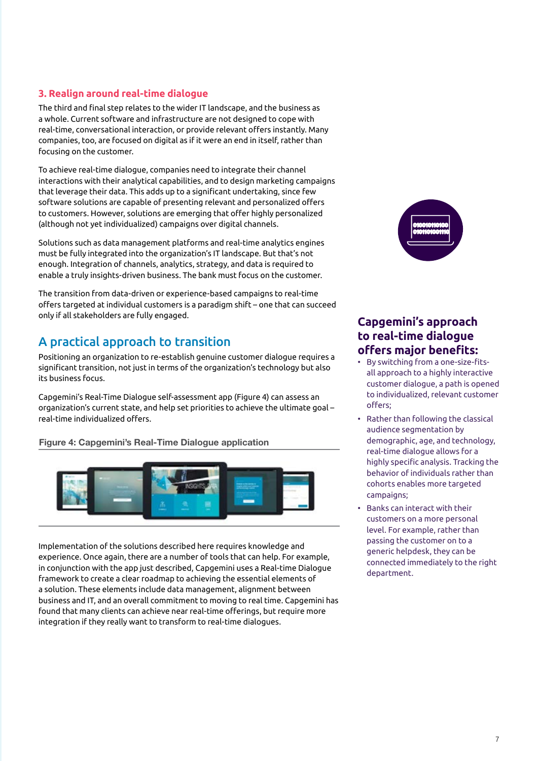### 3. Realign around real-time dialogue

The third and final step relates to the wider IT landscape, and the business as a whole. Current software and infrastructure are not designed to cope with real-time, conversational interaction, or provide relevant offers instantly. Many companies, too, are focused on digital as if it were an end in itself, rather than focusing on the customer.

To achieve real-time dialogue, companies need to integrate their channel interactions with their analytical capabilities, and to design marketing campaigns that leverage their data. This adds up to a significant undertaking, since few software solutions are capable of presenting relevant and personalized offers to customers. However, solutions are emerging that offer highly personalized (although not yet individualized) campaigns over digital channels.

Solutions such as data management platforms and real-time analytics engines must be fully integrated into the organization's IT landscape. But that's not enough. Integration of channels, analytics, strategy, and data is required to enable a truly insights-driven business. The bank must focus on the customer.

The transition from data-driven or experience-based campaigns to real-time offers targeted at individual customers is a paradigm shift – one that can succeed only if all stakeholders are fully engaged.

## A practical approach to transition

Positioning an organization to re-establish genuine customer dialogue requires a significant transition, not just in terms of the organization's technology but also its business focus.

Capgemini's Real-Time Dialogue self-assessment app (Figure 4) can assess an organization's current state, and help set priorities to achieve the ultimate goal – real-time individualized offers.

**Figure 4: Capgemini's Real-Time Dialogue application**

Implementation of the solutions described here requires knowledge and experience. Once again, there are a number of tools that can help. For example, in conjunction with the app just described, Capgemini uses a Real-time Dialogue Framework to create a clear roadmap to achieving the essential elements of a solution. These elements include data management, alignment between business and IT, and an overall commitment to moving to real time. Capgemini has found that many clients can achieve near real-time offerings, but require more integration if they really want to transform to real-time dialogues.

## Capgemini's approach to real-time dialogue offers major benefits:

- By switching from a one-size-fits-all approach to a highly interactive customer dialogue, a path is opened to individualized, relevant customer offers;
- Rather than following the classical audience segmentation by demographic, age, and technology, real-time dialogue allows for a highly specific analysis. Tracking the behavior of individuals rather than cohorts enables more targeted campaigns;
- Banks can interact with their customers on a more personal level. For example, rather than passing the customer on to a generic helpdesk, they can be connected immediately to the right department.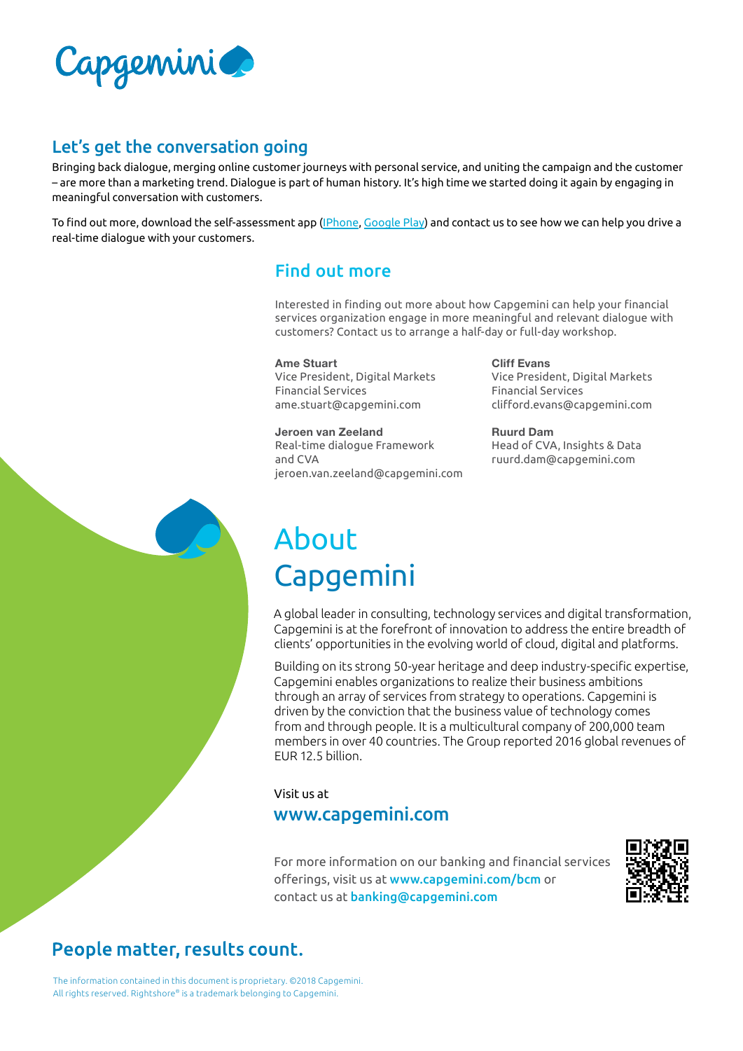## Let's get the conversation going

Bringing back dialogue, merging online customer journeys with personal service, and uniting the campaign and the customer – are more than a marketing trend. Dialogue is part of human history. It's high time we started doing it again by engaging in meaningful conversation with customers.

To find out more, download the self-assessment app (IPhone, Google Play) and contact us to see how we can help you drive a real-time dialogue with your customers.

## Find out more

Interested in finding out more about how Capgemini can help your financial services organization engage in more meaningful and relevant dialogue with customers? Contact us to arrange a half-day or full-day workshop.

**Ame Stuart**
Vice President, Digital Markets
Financial Services
ame.stuart@capgemini.com

**Cliff Evans**
Vice President, Digital Markets
Financial Services
clifford.evans@capgemini.com

**Jeroen van Zeeland**
Real-time dialogue Framework
and CVA
jeroen.van.zeeland@capgemini.com

**Ruurd Dam**
Head of CVA, Insights & Data
ruurd.dam@capgemini.com

# About Capgemini

A global leader in consulting, technology services and digital transformation, Capgemini is at the forefront of innovation to address the entire breadth of clients' opportunities in the evolving world of cloud, digital and platforms.

Building on its strong 50-year heritage and deep industry-specific expertise, Capgemini enables organizations to realize their business ambitions through an array of services from strategy to operations. Capgemini is driven by the conviction that the business value of technology comes from and through people. It is a multicultural company of 200,000 team members in over 40 countries. The Group reported 2016 global revenues of EUR 12.5 billion.

Visit us at

**www.capgemini.com**

For more information on our banking and financial services offerings, visit us at **www.capgemini.com/bcm** or contact us at **banking@capgemini.com**

## People matter, results count.

The information contained in this document is proprietary. ©2018 Capgemini.
All rights reserved. Rightshore® is a trademark belonging to Capgemini.